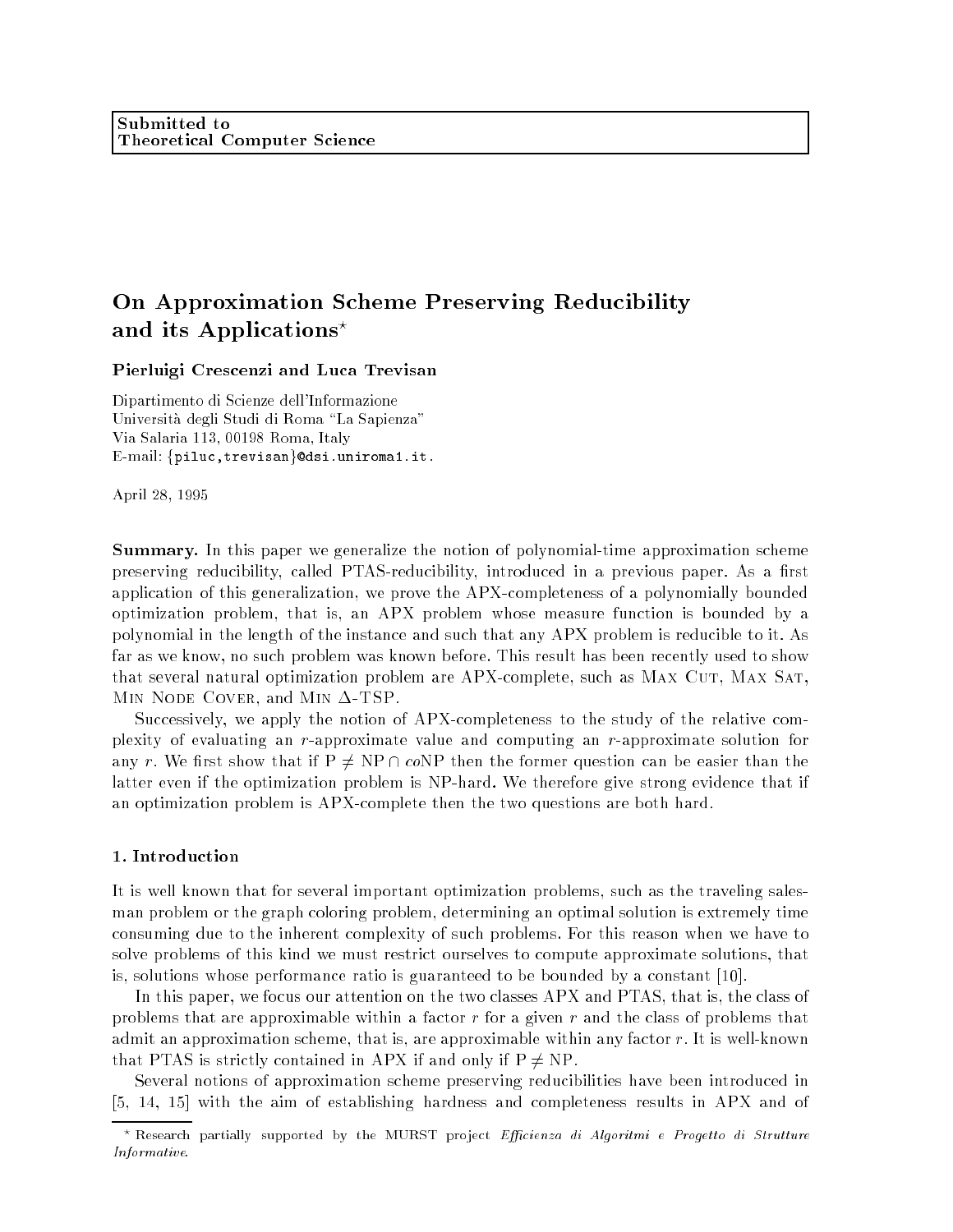**Submitted to**
**Theoretical Computer Science**

# On Approximation Scheme Preserving Reducibility and its Applications*

**Pierluigi Crescenzi and Luca Trevisan**

Dipartimento di Scienze dell'Informazione
Università degli Studi di Roma "La Sapienza"
Via Salaria 113, 00198 Roma, Italy
E-mail: {piluc,trevisan}@dsi.uniroma1.it.

April 28, 1995

**Summary.** In this paper we generalize the notion of polynomial-time approximation scheme preserving reducibility, called PTAS-reducibility, introduced in a previous paper. As a first application of this generalization, we prove the APX-completeness of a polynomially bounded optimization problem, that is, an APX problem whose measure function is bounded by a polynomial in the length of the instance and such that any APX problem is reducible to it. As far as we know, no such problem was known before. This result has been recently used to show that several natural optimization problem are APX-complete, such as Max Cut, Max Sat, Min Node Cover, and Min $\Delta$-TSP.

Successively, we apply the notion of APX-completeness to the study of the relative complexity of evaluating an $r$-approximate value and computing an $r$-approximate solution for any $r$. We first show that if $\mathrm{P} \neq \mathrm{NP} \cap co\mathrm{NP}$ then the former question can be easier than the latter even if the optimization problem is NP-hard. We therefore give strong evidence that if an optimization problem is APX-complete then the two questions are both hard.

## 1. Introduction

It is well known that for several important optimization problems, such as the traveling salesman problem or the graph coloring problem, determining an optimal solution is extremely time consuming due to the inherent complexity of such problems. For this reason when we have to solve problems of this kind we must restrict ourselves to compute approximate solutions, that is, solutions whose performance ratio is guaranteed to be bounded by a constant [10].

In this paper, we focus our attention on the two classes APX and PTAS, that is, the class of problems that are approximable within a factor $r$ for a given $r$ and the class of problems that admit an approximation scheme, that is, are approximable within any factor $r$. It is well-known that PTAS is strictly contained in APX if and only if $\mathrm{P} \neq \mathrm{NP}$.

Several notions of approximation scheme preserving reducibilities have been introduced in [5, 14, 15] with the aim of establishing hardness and completeness results in APX and of

* Research partially supported by the MURST project *Efficienza di Algoritmi e Progetto di Strutture Informative*.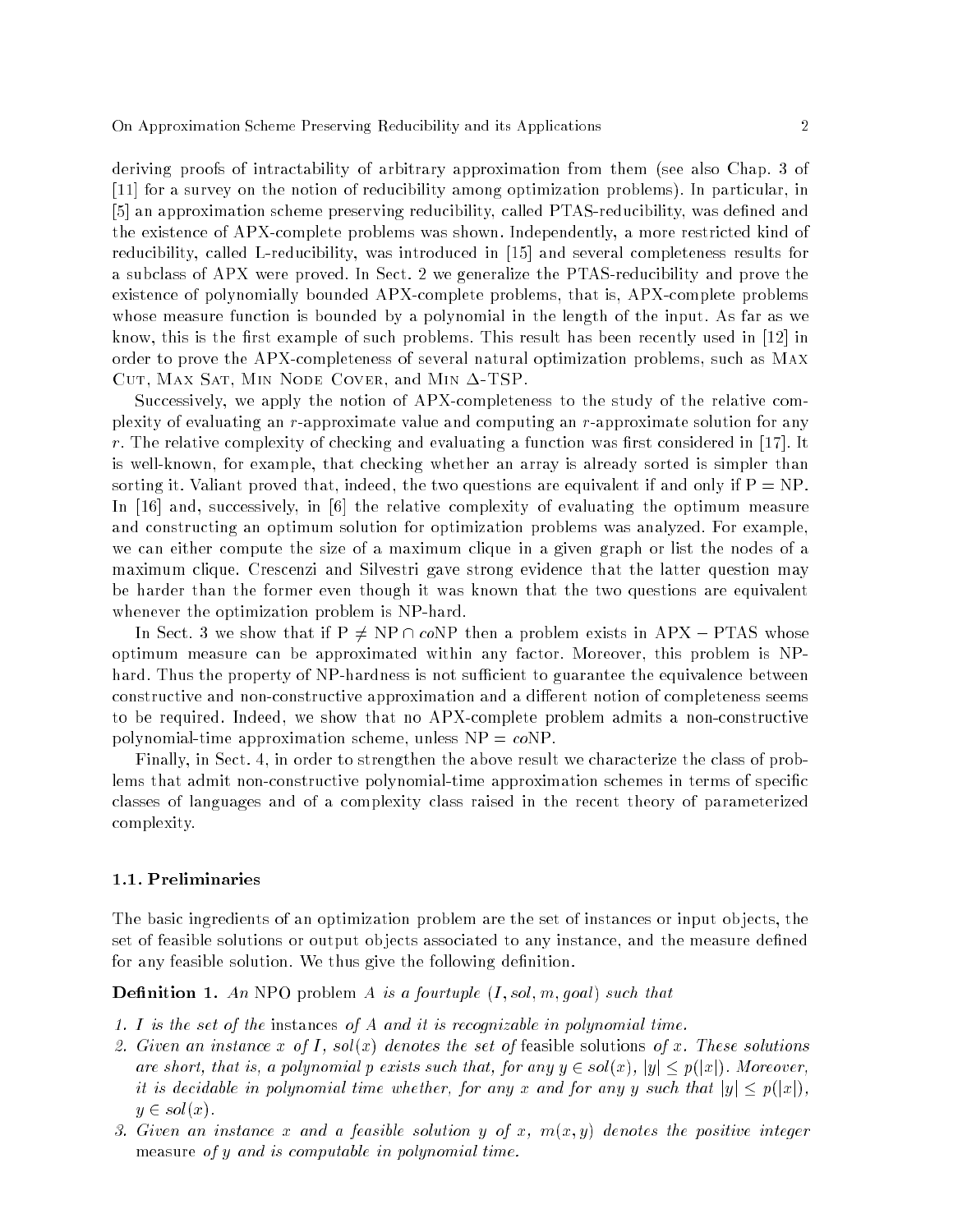deriving proofs of intractability of arbitrary approximation from them (see also Chap. 3 of [11] for a survey on the notion of reducibility among optimization problems). In particular, in [5] an approximation scheme preserving reducibility, called PTAS-reducibility, was defined and the existence of APX-complete problems was shown. Independently, a more restricted kind of reducibility, called L-reducibility, was introduced in [15] and several completeness results for a subclass of APX were proved. In Sect. 2 we generalize the PTAS-reducibility and prove the existence of polynomially bounded APX-complete problems, that is, APX-complete problems whose measure function is bounded by a polynomial in the length of the input. As far as we know, this is the first example of such problems. This result has been recently used in [12] in order to prove the APX-completeness of several natural optimization problems, such as Max Cut, Max Sat, Min Node Cover, and Min $\Delta$-TSP.

Successively, we apply the notion of APX-completeness to the study of the relative complexity of evaluating an $r$-approximate value and computing an $r$-approximate solution for any $r$. The relative complexity of checking and evaluating a function was first considered in [17]. It is well-known, for example, that checking whether an array is already sorted is simpler than sorting it. Valiant proved that, indeed, the two questions are equivalent if and only if P = NP. In [16] and, successively, in [6] the relative complexity of evaluating the optimum measure and constructing an optimum solution for optimization problems was analyzed. For example, we can either compute the size of a maximum clique in a given graph or list the nodes of a maximum clique. Crescenzi and Silvestri gave strong evidence that the latter question may be harder than the former even though it was known that the two questions are equivalent whenever the optimization problem is NP-hard.

In Sect. 3 we show that if $\mathrm{P} \neq \mathrm{NP} \cap co\mathrm{NP}$ then a problem exists in APX $-$ PTAS whose optimum measure can be approximated within any factor. Moreover, this problem is NP-hard. Thus the property of NP-hardness is not sufficient to guarantee the equivalence between constructive and non-constructive approximation and a different notion of completeness seems to be required. Indeed, we show that no APX-complete problem admits a non-constructive polynomial-time approximation scheme, unless NP = $co$NP.

Finally, in Sect. 4, in order to strengthen the above result we characterize the class of problems that admit non-constructive polynomial-time approximation schemes in terms of specific classes of languages and of a complexity class raised in the recent theory of parameterized complexity.

### 1.1. Preliminaries

The basic ingredients of an optimization problem are the set of instances or input objects, the set of feasible solutions or output objects associated to any instance, and the measure defined for any feasible solution. We thus give the following definition.

**Definition 1.** *An* NPO problem *$A$ is a fourtuple $(I, sol, m, goal)$ such that*

1. *$I$ is the set of the* instances *of $A$ and it is recognizable in polynomial time.*
2. *Given an instance $x$ of $I$, $sol(x)$ denotes the set of* feasible solutions *of $x$. These solutions are short, that is, a polynomial $p$ exists such that, for any $y \in sol(x)$, $|y| \leq p(|x|)$. Moreover, it is decidable in polynomial time whether, for any $x$ and for any $y$ such that $|y| \leq p(|x|)$, $y \in sol(x)$.*
3. *Given an instance $x$ and a feasible solution $y$ of $x$, $m(x, y)$ denotes the positive integer* measure *of $y$ and is computable in polynomial time.*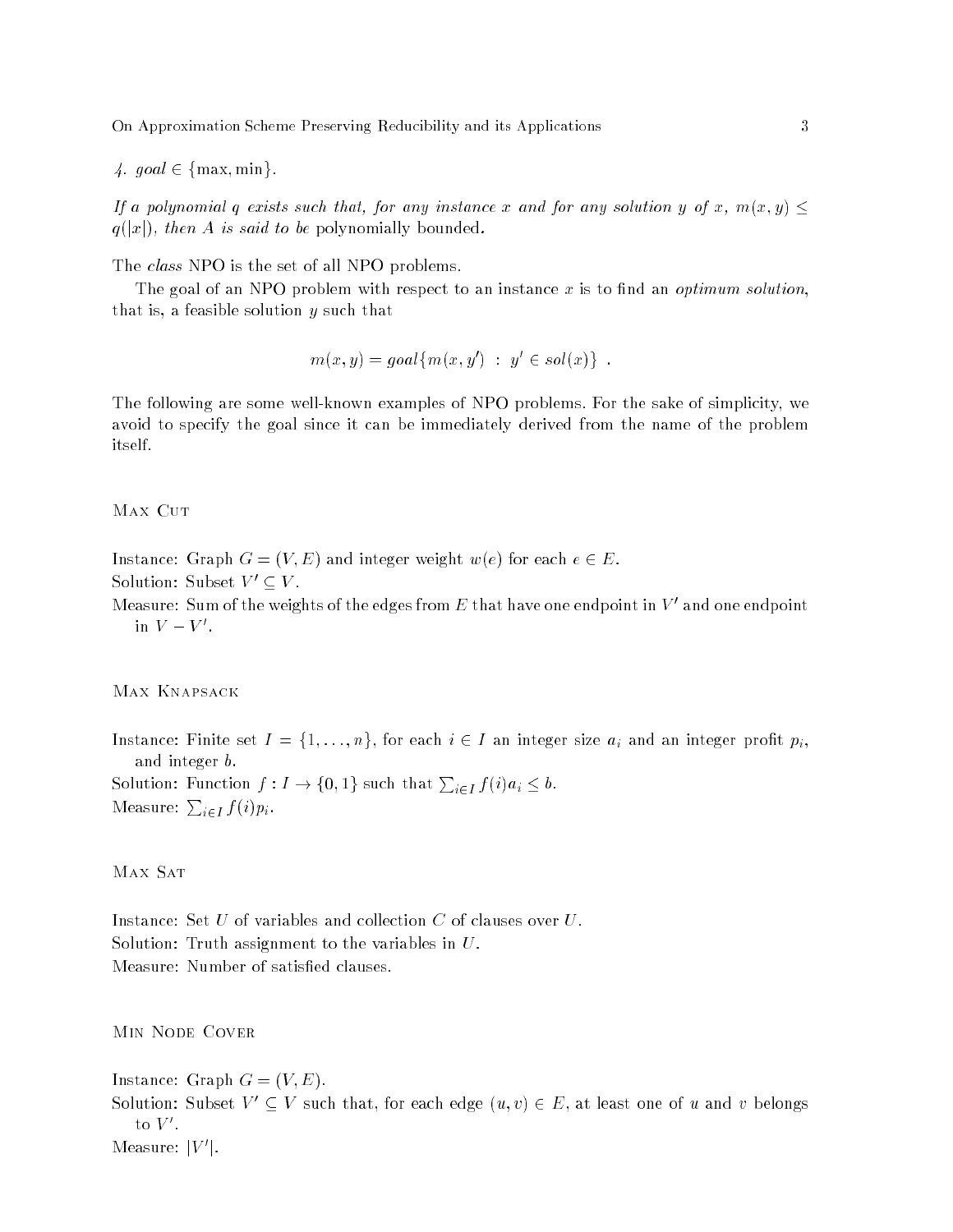4. *goal* $\in \{\max, \min\}$.

*If a polynomial $q$ exists such that, for any instance $x$ and for any solution $y$ of $x$, $m(x,y) \leq q(|x|)$, then $A$ is said to be* polynomially bounded.

The *class* NPO is the set of all NPO problems.

The goal of an NPO problem with respect to an instance $x$ is to find an *optimum solution*, that is, a feasible solution $y$ such that

$$m(x,y) = goal\{m(x,y') \ : \ y' \in sol(x)\} \ .$$

The following are some well-known examples of NPO problems. For the sake of simplicity, we avoid to specify the goal since it can be immediately derived from the name of the problem itself.

Max Cut

Instance: Graph $G = (V, E)$ and integer weight $w(e)$ for each $e \in E$.
Solution: Subset $V' \subseteq V$.
Measure: Sum of the weights of the edges from $E$ that have one endpoint in $V'$ and one endpoint in $V - V'$.

Max Knapsack

Instance: Finite set $I = \{1, \ldots, n\}$, for each $i \in I$ an integer size $a_i$ and an integer profit $p_i$, and integer $b$.
Solution: Function $f : I \to \{0,1\}$ such that $\sum_{i \in I} f(i) a_i \leq b$.
Measure: $\sum_{i \in I} f(i) p_i$.

Max Sat

Instance: Set $U$ of variables and collection $C$ of clauses over $U$.
Solution: Truth assignment to the variables in $U$.
Measure: Number of satisfied clauses.

Min Node Cover

Instance: Graph $G = (V, E)$.
Solution: Subset $V' \subseteq V$ such that, for each edge $(u, v) \in E$, at least one of $u$ and $v$ belongs to $V'$.
Measure: $|V'|$.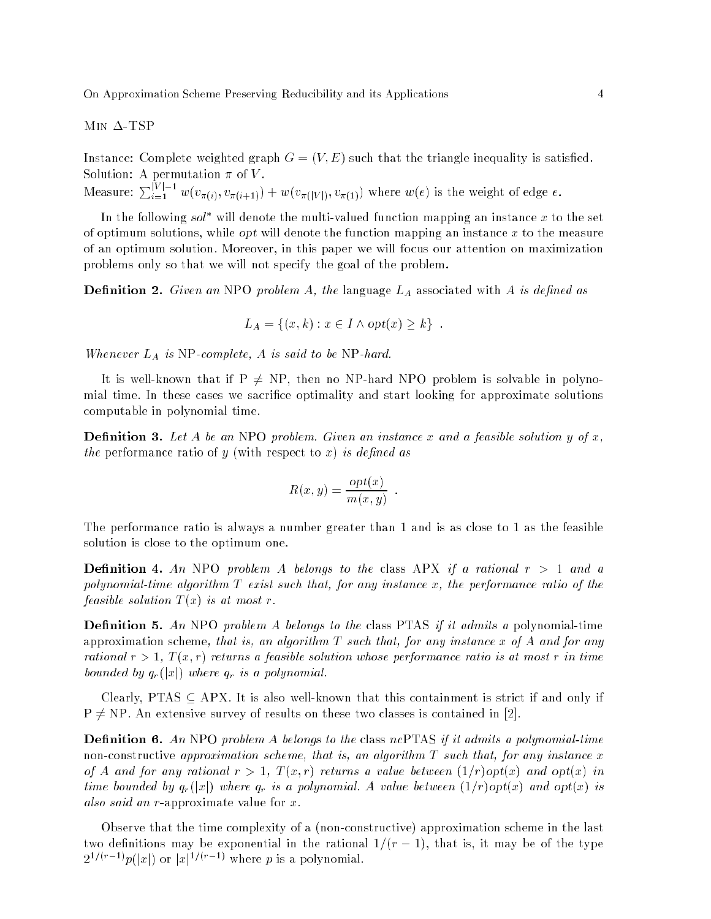Min $\Delta$-TSP

Instance: Complete weighted graph $G = (V, E)$ such that the triangle inequality is satisfied.
Solution: A permutation $\pi$ of $V$.
Measure: $\sum_{i=1}^{|V|-1} w(v_{\pi(i)}, v_{\pi(i+1)}) + w(v_{\pi(|V|)}, v_{\pi(1)})$ where $w(e)$ is the weight of edge $e$.

In the following $sol^*$ will denote the multi-valued function mapping an instance $x$ to the set of optimum solutions, while $opt$ will denote the function mapping an instance $x$ to the measure of an optimum solution. Moreover, in this paper we will focus our attention on maximization problems only so that we will not specify the goal of the problem.

**Definition 2.** *Given an* NPO *problem $A$, the* language $L_A$ associated with $A$ *is defined as*

$$L_A = \{(x, k) : x \in I \wedge opt(x) \geq k\} \ .$$

*Whenever $L_A$ is* NP*-complete, $A$ is said to be* NP*-hard.*

It is well-known that if P $\neq$ NP, then no NP-hard NPO problem is solvable in polynomial time. In these cases we sacrifice optimality and start looking for approximate solutions computable in polynomial time.

**Definition 3.** *Let $A$ be an* NPO *problem. Given an instance $x$ and a feasible solution $y$ of $x$, the* performance ratio of $y$ (with respect to $x$) *is defined as*

$$R(x, y) = \frac{opt(x)}{m(x, y)} \ .$$

The performance ratio is always a number greater than 1 and is as close to 1 as the feasible solution is close to the optimum one.

**Definition 4.** *An* NPO *problem $A$ belongs to the* class APX *if a rational $r > 1$ and a polynomial-time algorithm $T$ exist such that, for any instance $x$, the performance ratio of the feasible solution $T(x)$ is at most $r$.*

**Definition 5.** *An* NPO *problem $A$ belongs to the* class PTAS *if it admits a* polynomial-time approximation scheme*, that is, an algorithm $T$ such that, for any instance $x$ of $A$ and for any rational $r > 1$, $T(x, r)$ returns a feasible solution whose performance ratio is at most $r$ in time bounded by $q_r(|x|)$ where $q_r$ is a polynomial.*

Clearly, PTAS $\subseteq$ APX. It is also well-known that this containment is strict if and only if P $\neq$ NP. An extensive survey of results on these two classes is contained in [2].

**Definition 6.** *An* NPO *problem $A$ belongs to the* class *nc*PTAS *if it admits a polynomial-time* non-constructive *approximation scheme, that is, an algorithm $T$ such that, for any instance $x$ of $A$ and for any rational $r > 1$, $T(x, r)$ returns a value between $(1/r)opt(x)$ and $opt(x)$ in time bounded by $q_r(|x|)$ where $q_r$ is a polynomial. A value between $(1/r)opt(x)$ and $opt(x)$ is also said an* $r$-approximate value for $x$*.*

Observe that the time complexity of a (non-constructive) approximation scheme in the last two definitions may be exponential in the rational $1/(r-1)$, that is, it may be of the type $2^{1/(r-1)}p(|x|)$ or $|x|^{1/(r-1)}$ where $p$ is a polynomial.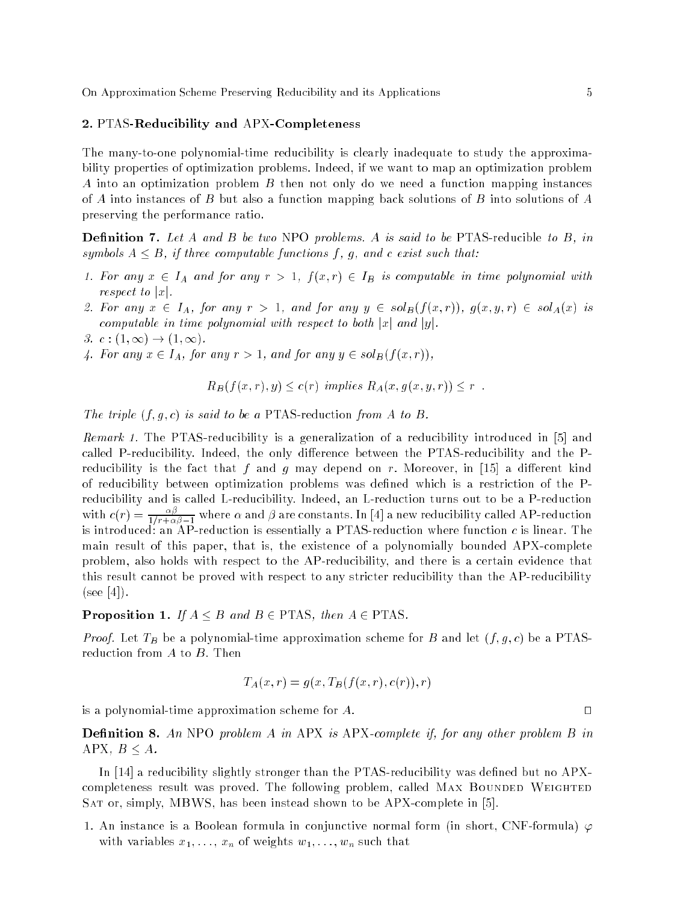## 2. PTAS-Reducibility and APX-Completeness

The many-to-one polynomial-time reducibility is clearly inadequate to study the approximability properties of optimization problems. Indeed, if we want to map an optimization problem $A$ into an optimization problem $B$ then not only do we need a function mapping instances of $A$ into instances of $B$ but also a function mapping back solutions of $B$ into solutions of $A$ preserving the performance ratio.

**Definition 7.** *Let $A$ and $B$ be two* NPO *problems. $A$ is said to be* PTAS-reducible *to $B$, in symbols $A \leq B$, if three computable functions $f$, $g$, and $c$ exist such that:*

1. *For any $x \in I_A$ and for any $r > 1$, $f(x, r) \in I_B$ is computable in time polynomial with respect to $|x|$.*
2. *For any $x \in I_A$, for any $r > 1$, and for any $y \in sol_B(f(x, r))$, $g(x, y, r) \in sol_A(x)$ is computable in time polynomial with respect to both $|x|$ and $|y|$.*
3. *$c : (1, \infty) \to (1, \infty)$.*
4. *For any $x \in I_A$, for any $r > 1$, and for any $y \in sol_B(f(x, r))$,*

$$R_B(f(x, r), y) \leq c(r) \text{ implies } R_A(x, g(x, y, r)) \leq r \ .$$

*The triple $(f, g, c)$ is said to be a* PTAS-reduction *from $A$ to $B$.*

*Remark 1.* The PTAS-reducibility is a generalization of a reducibility introduced in [5] and called P-reducibility. Indeed, the only difference between the PTAS-reducibility and the P-reducibility is the fact that $f$ and $g$ may depend on $r$. Moreover, in [15] a different kind of reducibility between optimization problems was defined which is a restriction of the P-reducibility and is called L-reducibility. Indeed, an L-reduction turns out to be a P-reduction with $c(r) = \frac{\alpha\beta}{1/r + \alpha\beta - 1}$ where $\alpha$ and $\beta$ are constants. In [4] a new reducibility called AP-reduction is introduced: an AP-reduction is essentially a PTAS-reduction where function $c$ is linear. The main result of this paper, that is, the existence of a polynomially bounded APX-complete problem, also holds with respect to the AP-reducibility, and there is a certain evidence that this result cannot be proved with respect to any stricter reducibility than the AP-reducibility (see [4]).

**Proposition 1.** *If $A \leq B$ and $B \in$ PTAS, then $A \in$ PTAS.*

*Proof.* Let $T_B$ be a polynomial-time approximation scheme for $B$ and let $(f, g, c)$ be a PTAS-reduction from $A$ to $B$. Then

$$T_A(x, r) = g(x, T_B(f(x, r), c(r)), r)$$

is a polynomial-time approximation scheme for $A$. □

**Definition 8.** *An* NPO *problem $A$ in* APX *is* APX-*complete if, for any other problem $B$ in* APX*, $B \leq A$.*

In [14] a reducibility slightly stronger than the PTAS-reducibility was defined but no APX-completeness result was proved. The following problem, called Max Bounded Weighted Sat or, simply, MBWS, has been instead shown to be APX-complete in [5].

1. An instance is a Boolean formula in conjunctive normal form (in short, CNF-formula) $\varphi$ with variables $x_1, \ldots, x_n$ of weights $w_1, \ldots, w_n$ such that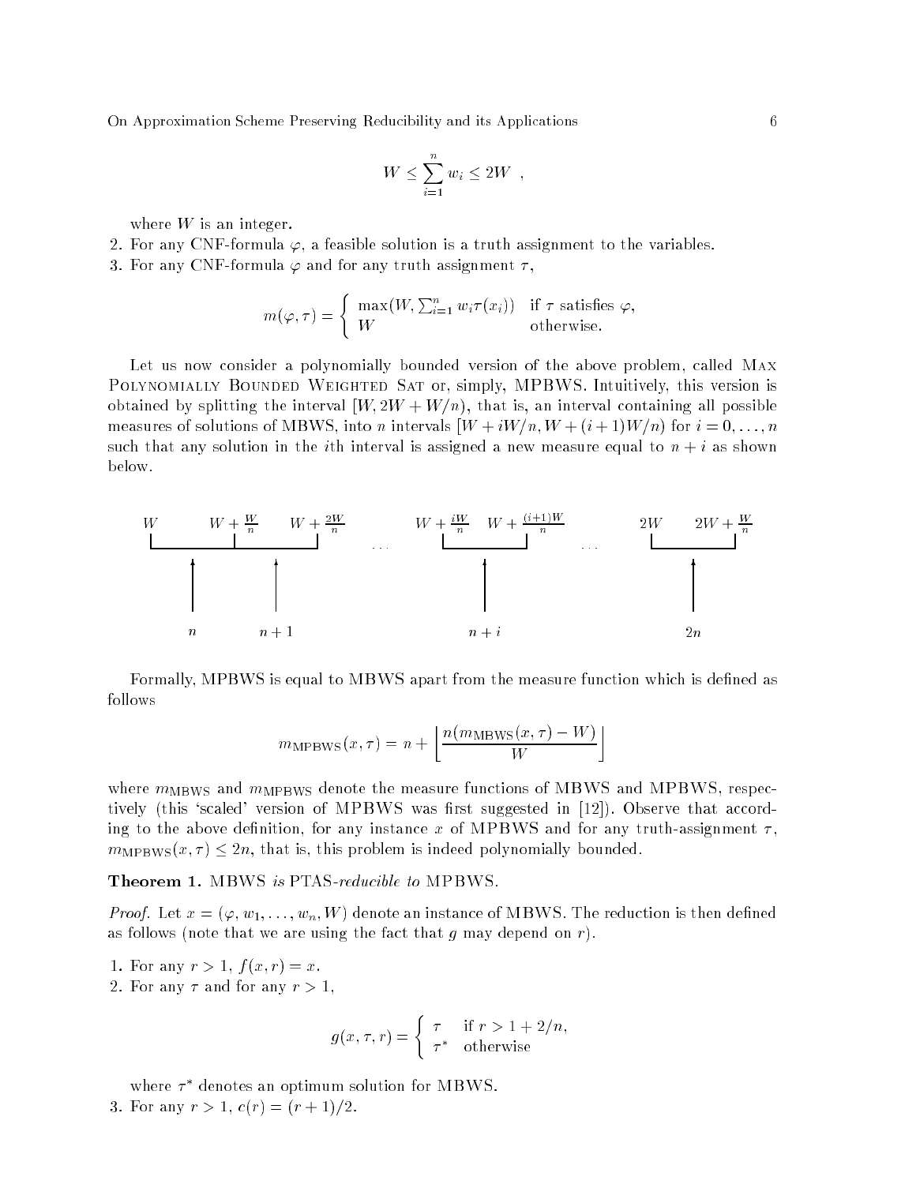$$W \le \sum_{i=1}^{n} w_i \le 2W \ ,$$

where $W$ is an integer.

2. For any CNF-formula $\varphi$, a feasible solution is a truth assignment to the variables.
3. For any CNF-formula $\varphi$ and for any truth assignment $\tau$,

$$m(\varphi, \tau) = \begin{cases} \max(W, \sum_{i=1}^{n} w_i \tau(x_i)) & \text{if } \tau \text{ satisfies } \varphi, \\ W & \text{otherwise.} \end{cases}$$

Let us now consider a polynomially bounded version of the above problem, called Max Polynomially Bounded Weighted Sat or, simply, MPBWS. Intuitively, this version is obtained by splitting the interval $[W, 2W + W/n)$, that is, an interval containing all possible measures of solutions of MBWS, into $n$ intervals $[W + iW/n, W + (i+1)W/n)$ for $i = 0, \dots, n$ such that any solution in the $i$th interval is assigned a new measure equal to $n + i$ as shown below.

$W$ | $W + \frac{W}{n}$ | $W + \frac{2W}{n}$ | ... | $W + \frac{iW}{n}$ | $W + \frac{(i+1)W}{n}$ | ... | $2W$ | $2W + \frac{W}{n}$

$n$ | $n+1$ | $n+i$ | $2n$

Formally, MPBWS is equal to MBWS apart from the measure function which is defined as follows

$$m_{\text{MPBWS}}(x, \tau) = n + \left\lfloor \frac{n(m_{\text{MBWS}}(x, \tau) - W)}{W} \right\rfloor$$

where $m_{\text{MBWS}}$ and $m_{\text{MPBWS}}$ denote the measure functions of MBWS and MPBWS, respectively (this 'scaled' version of MPBWS was first suggested in [12]). Observe that according to the above definition, for any instance $x$ of MPBWS and for any truth-assignment $\tau$, $m_{\text{MPBWS}}(x, \tau) \le 2n$, that is, this problem is indeed polynomially bounded.

**Theorem 1.** *MBWS is PTAS-reducible to MPBWS.*

*Proof.* Let $x = (\varphi, w_1, \dots, w_n, W)$ denote an instance of MBWS. The reduction is then defined as follows (note that we are using the fact that $g$ may depend on $r$).

1. For any $r > 1$, $f(x, r) = x$.
2. For any $\tau$ and for any $r > 1$,

$$g(x, \tau, r) = \begin{cases} \tau & \text{if } r > 1 + 2/n, \\ \tau^* & \text{otherwise} \end{cases}$$

where $\tau^*$ denotes an optimum solution for MBWS.

3. For any $r > 1$, $c(r) = (r+1)/2$.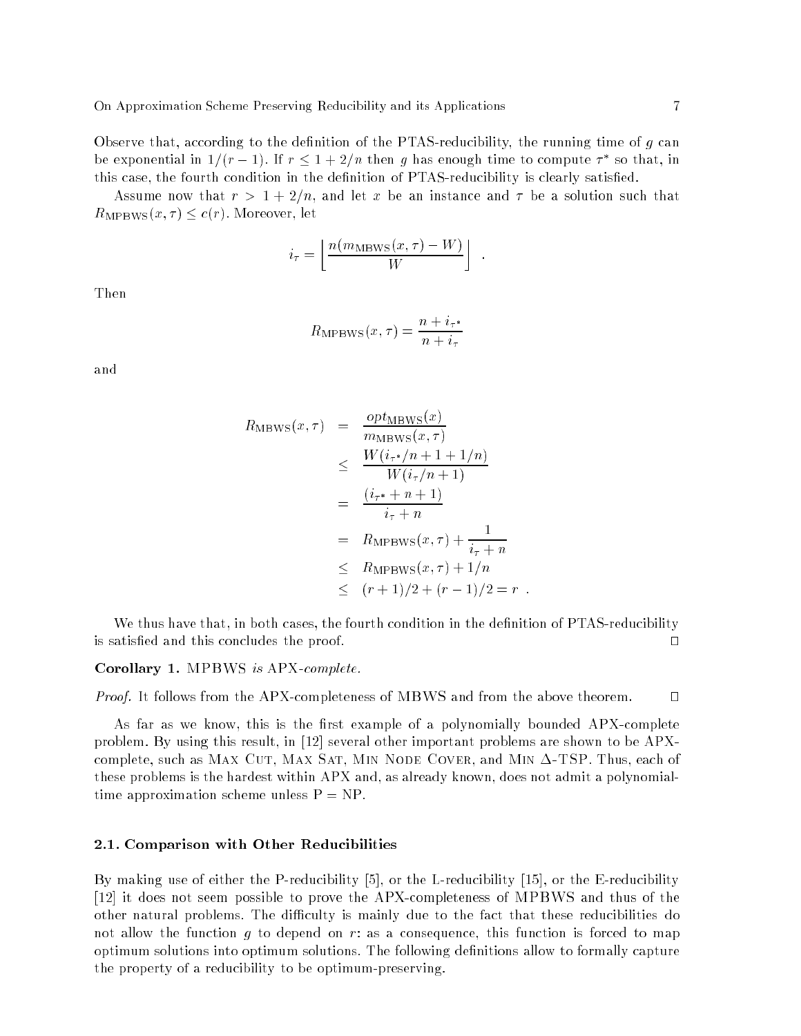Observe that, according to the definition of the PTAS-reducibility, the running time of $g$ can be exponential in $1/(r-1)$. If $r \leq 1 + 2/n$ then $g$ has enough time to compute $\tau^*$ so that, in this case, the fourth condition in the definition of PTAS-reducibility is clearly satisfied.

Assume now that $r > 1 + 2/n$, and let $x$ be an instance and $\tau$ be a solution such that $R_{\mathrm{MPBWS}}(x, \tau) \leq c(r)$. Moreover, let

$$i_\tau = \left\lfloor \frac{n(m_{\mathrm{MBWS}}(x,\tau) - W)}{W} \right\rfloor .$$

Then

$$R_{\mathrm{MPBWS}}(x, \tau) = \frac{n + i_{\tau^*}}{n + i_\tau}$$

and

$$\begin{aligned}
R_{\mathrm{MBWS}}(x, \tau) &= \frac{opt_{\mathrm{MBWS}}(x)}{m_{\mathrm{MBWS}}(x, \tau)} \\
&\leq \frac{W(i_{\tau^*}/n + 1 + 1/n)}{W(i_\tau/n + 1)} \\
&= \frac{(i_{\tau^*} + n + 1)}{i_\tau + n} \\
&= R_{\mathrm{MPBWS}}(x, \tau) + \frac{1}{i_\tau + n} \\
&\leq R_{\mathrm{MPBWS}}(x, \tau) + 1/n \\
&\leq (r+1)/2 + (r-1)/2 = r .
\end{aligned}$$

We thus have that, in both cases, the fourth condition in the definition of PTAS-reducibility is satisfied and this concludes the proof. □

**Corollary 1.** *MPBWS is APX-complete.*

*Proof.* It follows from the APX-completeness of MBWS and from the above theorem. □

As far as we know, this is the first example of a polynomially bounded APX-complete problem. By using this result, in [12] several other important problems are shown to be APX-complete, such as Max Cut, Max Sat, Min Node Cover, and Min $\Delta$-TSP. Thus, each of these problems is the hardest within APX and, as already known, does not admit a polynomial-time approximation scheme unless P = NP.

### 2.1. Comparison with Other Reducibilities

By making use of either the P-reducibility [5], or the L-reducibility [15], or the E-reducibility [12] it does not seem possible to prove the APX-completeness of MPBWS and thus of the other natural problems. The difficulty is mainly due to the fact that these reducibilities do not allow the function $g$ to depend on $r$: as a consequence, this function is forced to map optimum solutions into optimum solutions. The following definitions allow to formally capture the property of a reducibility to be optimum-preserving.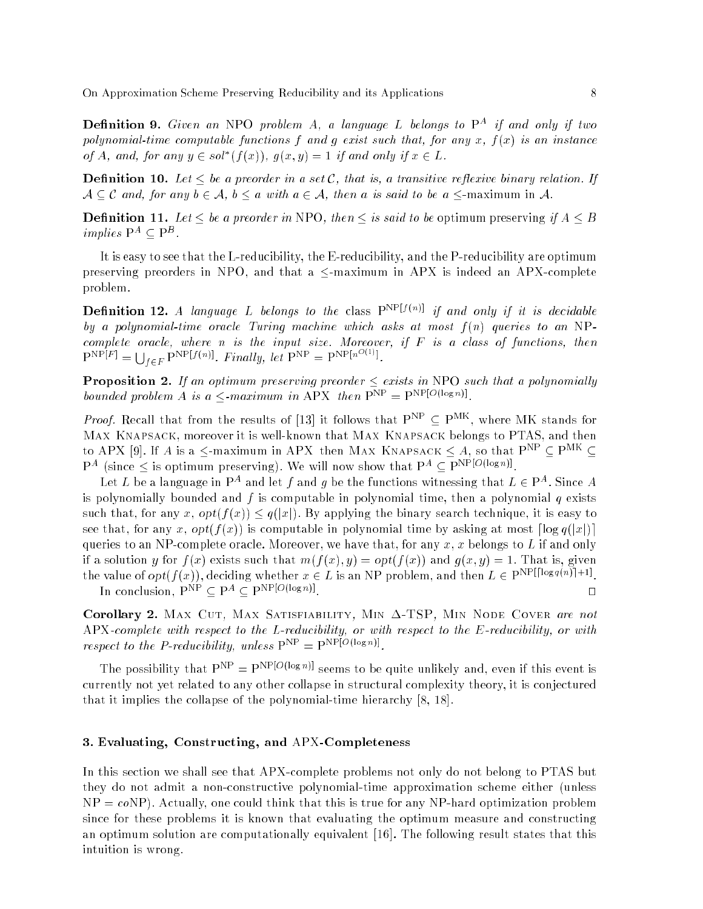**Definition 9.** *Given an* NPO *problem $A$, a language $L$ belongs to* $\mathrm{P}^A$ *if and only if two polynomial-time computable functions $f$ and $g$ exist such that, for any $x$, $f(x)$ is an instance of $A$, and, for any $y \in sol^*(f(x))$, $g(x, y) = 1$ if and only if $x \in L$.*

**Definition 10.** *Let $\leq$ be a preorder in a set $\mathcal{C}$, that is, a transitive reflexive binary relation. If $\mathcal{A} \subseteq \mathcal{C}$ and, for any $b \in \mathcal{A}$, $b \leq a$ with $a \in \mathcal{A}$, then $a$ is said to be a $\leq$-*maximum *in $\mathcal{A}$.*

**Definition 11.** *Let $\leq$ be a preorder in* NPO*, then $\leq$ is said to be* optimum preserving *if $A \leq B$ implies $\mathrm{P}^A \subseteq \mathrm{P}^B$.*

It is easy to see that the L-reducibility, the E-reducibility, and the P-reducibility are optimum preserving preorders in NPO, and that a $\leq$-maximum in APX is indeed an APX-complete problem.

**Definition 12.** *A language $L$ belongs to the* class $\mathrm{P}^{\mathrm{NP}[f(n)]}$ *if and only if it is decidable by a polynomial-time oracle Turing machine which asks at most $f(n)$ queries to an* NP*-complete oracle, where $n$ is the input size. Moreover, if $F$ is a class of functions, then $\mathrm{P}^{\mathrm{NP}[F]} = \bigcup_{f \in F} \mathrm{P}^{\mathrm{NP}[f(n)]}$. Finally, let $\mathrm{P}^{\mathrm{NP}} = \mathrm{P}^{\mathrm{NP}[n^{O(1)}]}$.*

**Proposition 2.** *If an optimum preserving preorder $\leq$ exists in* NPO *such that a polynomially bounded problem $A$ is a $\leq$-maximum in* APX *then $\mathrm{P}^{\mathrm{NP}} = \mathrm{P}^{\mathrm{NP}[O(\log n)]}$.*

*Proof.* Recall that from the results of [13] it follows that $\mathrm{P}^{\mathrm{NP}} \subseteq \mathrm{P}^{\mathrm{MK}}$, where MK stands for Max Knapsack, moreover it is well-known that Max Knapsack belongs to PTAS, and then to APX [9]. If $A$ is a $\leq$-maximum in APX then Max Knapsack $\leq A$, so that $\mathrm{P}^{\mathrm{NP}} \subseteq \mathrm{P}^{\mathrm{MK}} \subseteq \mathrm{P}^A$ (since $\leq$ is optimum preserving). We will now show that $\mathrm{P}^A \subseteq \mathrm{P}^{\mathrm{NP}[O(\log n)]}$.

Let $L$ be a language in $\mathrm{P}^A$ and let $f$ and $g$ be the functions witnessing that $L \in \mathrm{P}^A$. Since $A$ is polynomially bounded and $f$ is computable in polynomial time, then a polynomial $q$ exists such that, for any $x$, $opt(f(x)) \leq q(|x|)$. By applying the binary search technique, it is easy to see that, for any $x$, $opt(f(x))$ is computable in polynomial time by asking at most $\lceil \log q(|x|) \rceil$ queries to an NP-complete oracle. Moreover, we have that, for any $x$, $x$ belongs to $L$ if and only if a solution $y$ for $f(x)$ exists such that $m(f(x), y) = opt(f(x))$ and $g(x, y) = 1$. That is, given the value of $opt(f(x))$, deciding whether $x \in L$ is an NP problem, and then $L \in \mathrm{P}^{\mathrm{NP}[\lceil \log q(n) \rceil + 1]}$.

In conclusion, $\mathrm{P}^{\mathrm{NP}} \subseteq \mathrm{P}^A \subseteq \mathrm{P}^{\mathrm{NP}[O(\log n)]}$. □

**Corollary 2.** Max Cut, Max Satisfiability, Min $\Delta$-TSP, Min Node Cover *are not* APX*-complete with respect to the L-reducibility, or with respect to the E-reducibility, or with respect to the P-reducibility, unless $\mathrm{P}^{\mathrm{NP}} = \mathrm{P}^{\mathrm{NP}[O(\log n)]}$.*

The possibility that $\mathrm{P}^{\mathrm{NP}} = \mathrm{P}^{\mathrm{NP}[O(\log n)]}$ seems to be quite unlikely and, even if this event is currently not yet related to any other collapse in structural complexity theory, it is conjectured that it implies the collapse of the polynomial-time hierarchy [8, 18].

## 3. Evaluating, Constructing, and APX-Completeness

In this section we shall see that APX-complete problems not only do not belong to PTAS but they do not admit a non-constructive polynomial-time approximation scheme either (unless NP = *co*NP). Actually, one could think that this is true for any NP-hard optimization problem since for these problems it is known that evaluating the optimum measure and constructing an optimum solution are computationally equivalent [16]. The following result states that this intuition is wrong.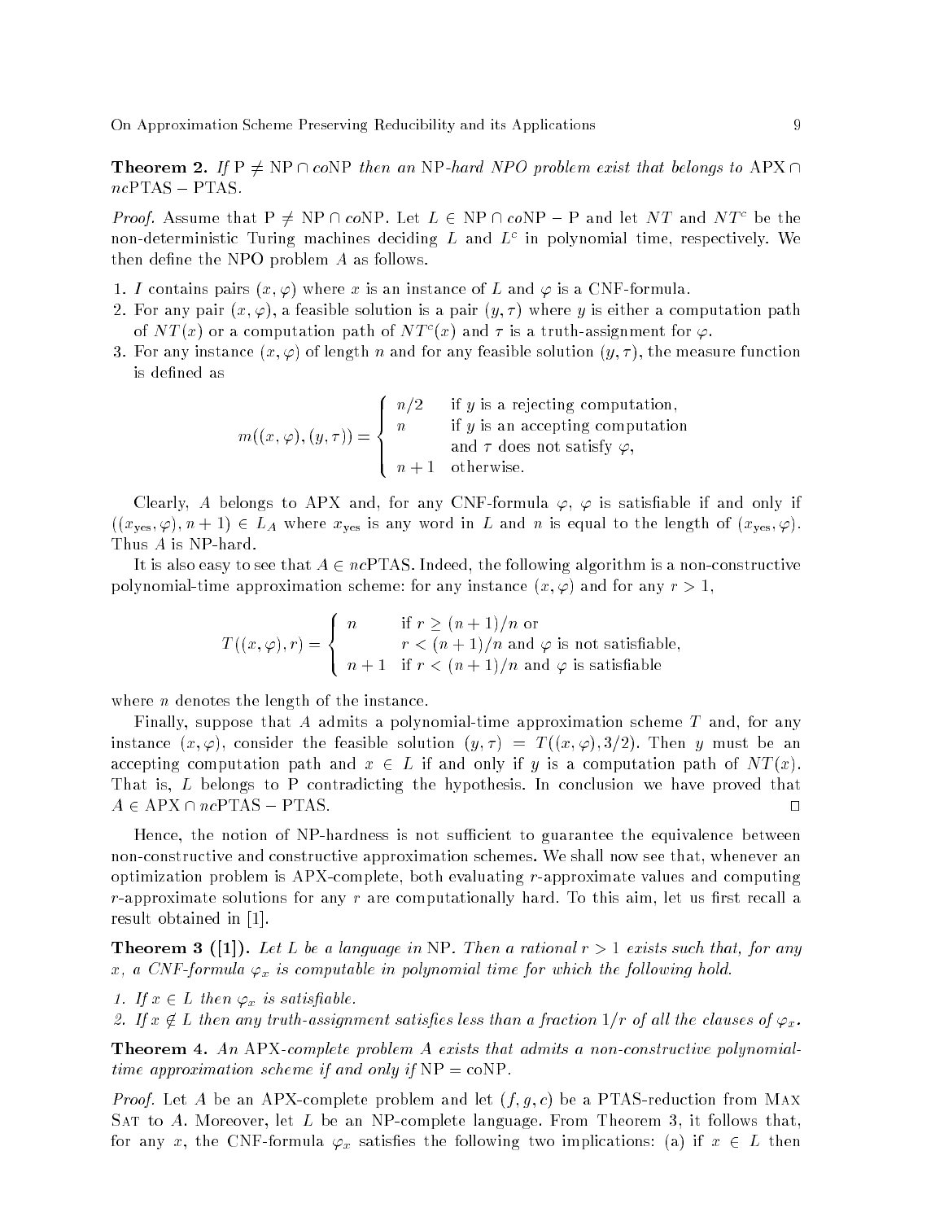**Theorem 2.** *If* P $\neq$ NP $\cap$ *co*NP *then an* NP*-hard NPO problem exist that belongs to* APX $\cap$ *nc*PTAS $-$ PTAS.

*Proof.* Assume that P $\neq$ NP $\cap$ *co*NP. Let $L \in$ NP $\cap$ *co*NP $-$ P and let $NT$ and $NT^c$ be the non-deterministic Turing machines deciding $L$ and $L^c$ in polynomial time, respectively. We then define the NPO problem $A$ as follows.

1. $I$ contains pairs $(x, \varphi)$ where $x$ is an instance of $L$ and $\varphi$ is a CNF-formula.
2. For any pair $(x, \varphi)$, a feasible solution is a pair $(y, \tau)$ where $y$ is either a computation path of $NT(x)$ or a computation path of $NT^c(x)$ and $\tau$ is a truth-assignment for $\varphi$.
3. For any instance $(x, \varphi)$ of length $n$ and for any feasible solution $(y, \tau)$, the measure function is defined as

$$m((x,\varphi),(y,\tau)) = \begin{cases} n/2 & \text{if } y \text{ is a rejecting computation,} \\ n & \text{if } y \text{ is an accepting computation} \\ & \text{and } \tau \text{ does not satisfy } \varphi, \\ n+1 & \text{otherwise.} \end{cases}$$

Clearly, $A$ belongs to APX and, for any CNF-formula $\varphi$, $\varphi$ is satisfiable if and only if $((x_{\text{yes}}, \varphi), n+1) \in L_A$ where $x_{\text{yes}}$ is any word in $L$ and $n$ is equal to the length of $(x_{\text{yes}}, \varphi)$. Thus $A$ is NP-hard.

It is also easy to see that $A \in nc$PTAS. Indeed, the following algorithm is a non-constructive polynomial-time approximation scheme: for any instance $(x, \varphi)$ and for any $r > 1$,

$$T((x,\varphi), r) = \begin{cases} n & \text{if } r \geq (n+1)/n \text{ or} \\ & r < (n+1)/n \text{ and } \varphi \text{ is not satisfiable,} \\ n+1 & \text{if } r < (n+1)/n \text{ and } \varphi \text{ is satisfiable} \end{cases}$$

where $n$ denotes the length of the instance.

Finally, suppose that $A$ admits a polynomial-time approximation scheme $T$ and, for any instance $(x, \varphi)$, consider the feasible solution $(y, \tau) = T((x, \varphi), 3/2)$. Then $y$ must be an accepting computation path and $x \in L$ if and only if $y$ is a computation path of $NT(x)$. That is, $L$ belongs to P contradicting the hypothesis. In conclusion we have proved that $A \in$ APX $\cap$ *nc*PTAS $-$ PTAS. □

Hence, the notion of NP-hardness is not sufficient to guarantee the equivalence between non-constructive and constructive approximation schemes. We shall now see that, whenever an optimization problem is APX-complete, both evaluating $r$-approximate values and computing $r$-approximate solutions for any $r$ are computationally hard. To this aim, let us first recall a result obtained in [1].

**Theorem 3 ([1]).** *Let $L$ be a language in* NP*. Then a rational $r > 1$ exists such that, for any $x$, a CNF-formula $\varphi_x$ is computable in polynomial time for which the following hold.*

1. *If $x \in L$ then $\varphi_x$ is satisfiable.*
2. *If $x \notin L$ then any truth-assignment satisfies less than a fraction $1/r$ of all the clauses of $\varphi_x$.*

**Theorem 4.** *An* APX*-complete problem $A$ exists that admits a non-constructive polynomial-time approximation scheme if and only if* NP = coNP.

*Proof.* Let $A$ be an APX-complete problem and let $(f, g, c)$ be a PTAS-reduction from Max Sat to $A$. Moreover, let $L$ be an NP-complete language. From Theorem 3, it follows that, for any $x$, the CNF-formula $\varphi_x$ satisfies the following two implications: (a) if $x \in L$ then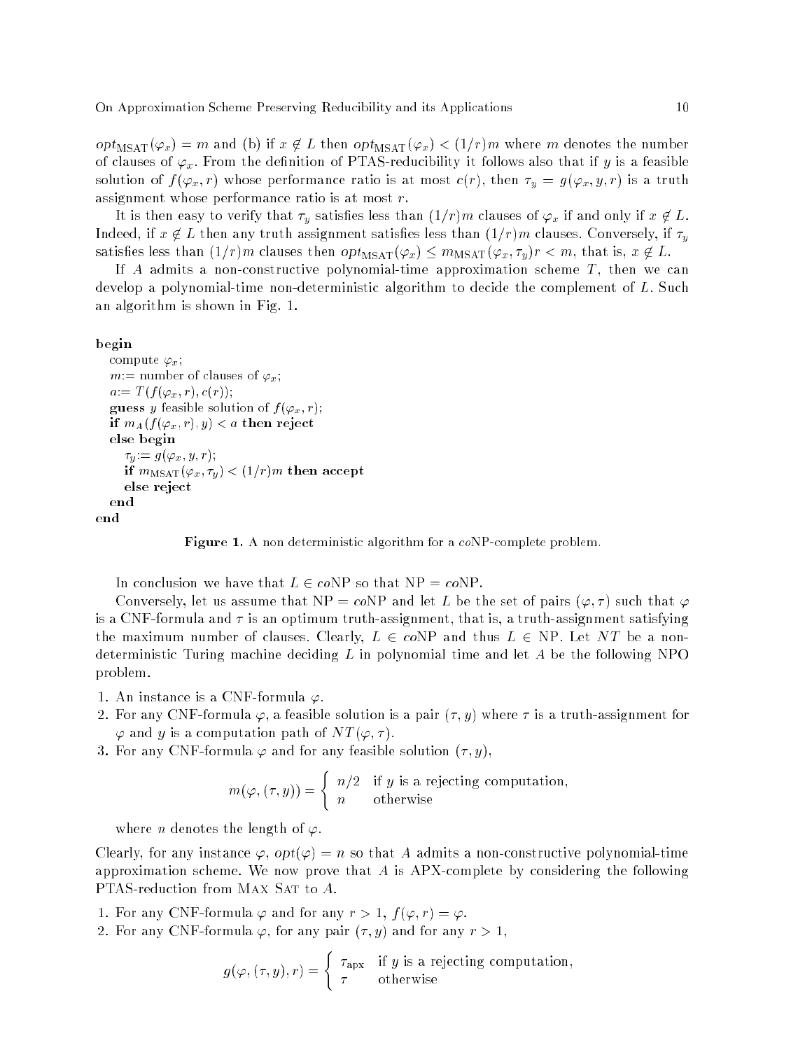$opt_{\text{MSAT}}(\varphi_x) = m$ and (b) if $x \notin L$ then $opt_{\text{MSAT}}(\varphi_x) < (1/r)m$ where $m$ denotes the number of clauses of $\varphi_x$. From the definition of PTAS-reducibility it follows also that if $y$ is a feasible solution of $f(\varphi_x, r)$ whose performance ratio is at most $c(r)$, then $\tau_y = g(\varphi_x, y, r)$ is a truth assignment whose performance ratio is at most $r$.

It is then easy to verify that $\tau_y$ satisfies less than $(1/r)m$ clauses of $\varphi_x$ if and only if $x \notin L$. Indeed, if $x \notin L$ then any truth assignment satisfies less than $(1/r)m$ clauses. Conversely, if $\tau_y$ satisfies less than $(1/r)m$ clauses then $opt_{\text{MSAT}}(\varphi_x) \leq m_{\text{MSAT}}(\varphi_x, \tau_y)r < m$, that is, $x \notin L$.

If $A$ admits a non-constructive polynomial-time approximation scheme $T$, then we can develop a polynomial-time non-deterministic algorithm to decide the complement of $L$. Such an algorithm is shown in Fig. 1.

```
begin
   compute φ_x;
   m:= number of clauses of φ_x;
   a:= T(f(φ_x, r), c(r));
   guess y feasible solution of f(φ_x, r);
   if m_A(f(φ_x, r), y) < a then reject
   else begin
      τ_y:= g(φ_x, y, r);
      if m_MSAT(φ_x, τ_y) < (1/r)m then accept
      else reject
   end
end
```

**Figure 1.** A non deterministic algorithm for a *co*NP-complete problem.

In conclusion we have that $L \in co\text{NP}$ so that NP $= co$NP.

Conversely, let us assume that NP $= co$NP and let $L$ be the set of pairs $(\varphi, \tau)$ such that $\varphi$ is a CNF-formula and $\tau$ is an optimum truth-assignment, that is, a truth-assignment satisfying the maximum number of clauses. Clearly, $L \in co\text{NP}$ and thus $L \in$ NP. Let $NT$ be a non-deterministic Turing machine deciding $L$ in polynomial time and let $A$ be the following NPO problem.

1. An instance is a CNF-formula $\varphi$.
2. For any CNF-formula $\varphi$, a feasible solution is a pair $(\tau, y)$ where $\tau$ is a truth-assignment for $\varphi$ and $y$ is a computation path of $NT(\varphi, \tau)$.
3. For any CNF-formula $\varphi$ and for any feasible solution $(\tau, y)$,

$$m(\varphi, (\tau, y)) = \begin{cases} n/2 & \text{if } y \text{ is a rejecting computation,} \\ n & \text{otherwise} \end{cases}$$

   where $n$ denotes the length of $\varphi$.

Clearly, for any instance $\varphi$, $opt(\varphi) = n$ so that $A$ admits a non-constructive polynomial-time approximation scheme. We now prove that $A$ is APX-complete by considering the following PTAS-reduction from Max Sat to $A$.

1. For any CNF-formula $\varphi$ and for any $r > 1$, $f(\varphi, r) = \varphi$.
2. For any CNF-formula $\varphi$, for any pair $(\tau, y)$ and for any $r > 1$,

$$g(\varphi, (\tau, y), r) = \begin{cases} \tau_{\text{apx}} & \text{if } y \text{ is a rejecting computation,} \\ \tau & \text{otherwise} \end{cases}$$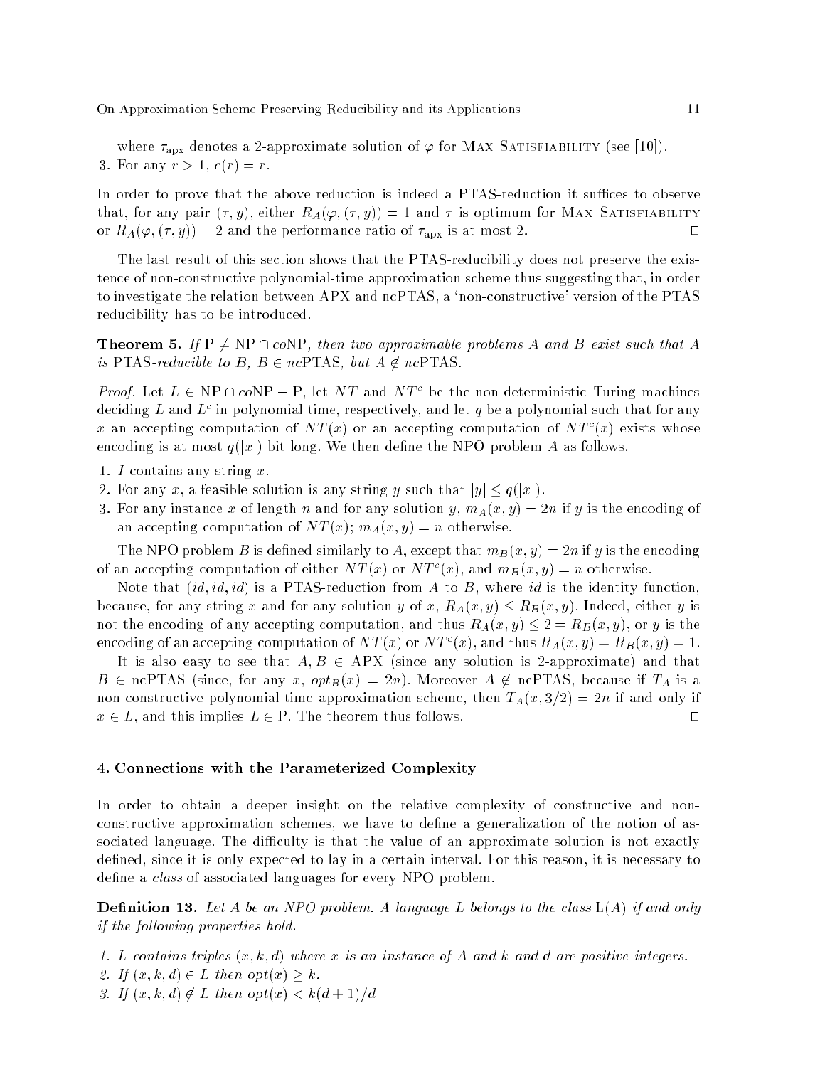where $\tau_{\text{apx}}$ denotes a 2-approximate solution of $\varphi$ for Max Satisfiability (see [10]).

3. For any $r > 1$, $c(r) = r$.

In order to prove that the above reduction is indeed a PTAS-reduction it suffices to observe that, for any pair $(\tau, y)$, either $R_A(\varphi, (\tau, y)) = 1$ and $\tau$ is optimum for Max Satisfiability or $R_A(\varphi, (\tau, y)) = 2$ and the performance ratio of $\tau_{\text{apx}}$ is at most 2. □

The last result of this section shows that the PTAS-reducibility does not preserve the existence of non-constructive polynomial-time approximation scheme thus suggesting that, in order to investigate the relation between APX and ncPTAS, a 'non-constructive' version of the PTAS reducibility has to be introduced.

**Theorem 5.** *If* $\text{P} \neq \text{NP} \cap co\text{NP}$*, then two approximable problems* $A$ *and* $B$ *exist such that* $A$ *is* PTAS*-reducible to* $B$*,* $B \in nc\text{PTAS}$*, but* $A \notin nc\text{PTAS}$*.*

*Proof.* Let $L \in \text{NP} \cap co\text{NP} - \text{P}$, let $NT$ and $NT^c$ be the non-deterministic Turing machines deciding $L$ and $L^c$ in polynomial time, respectively, and let $q$ be a polynomial such that for any $x$ an accepting computation of $NT(x)$ or an accepting computation of $NT^c(x)$ exists whose encoding is at most $q(|x|)$ bit long. We then define the NPO problem $A$ as follows.

1. $I$ contains any string $x$.
2. For any $x$, a feasible solution is any string $y$ such that $|y| \leq q(|x|)$.
3. For any instance $x$ of length $n$ and for any solution $y$, $m_A(x, y) = 2n$ if $y$ is the encoding of an accepting computation of $NT(x)$; $m_A(x, y) = n$ otherwise.

The NPO problem $B$ is defined similarly to $A$, except that $m_B(x, y) = 2n$ if $y$ is the encoding of an accepting computation of either $NT(x)$ or $NT^c(x)$, and $m_B(x, y) = n$ otherwise.

Note that $(id, id, id)$ is a PTAS-reduction from $A$ to $B$, where $id$ is the identity function, because, for any string $x$ and for any solution $y$ of $x$, $R_A(x, y) \leq R_B(x, y)$. Indeed, either $y$ is not the encoding of any accepting computation, and thus $R_A(x, y) \leq 2 = R_B(x, y)$, or $y$ is the encoding of an accepting computation of $NT(x)$ or $NT^c(x)$, and thus $R_A(x, y) = R_B(x, y) = 1$.

It is also easy to see that $A, B \in \text{APX}$ (since any solution is 2-approximate) and that $B \in \text{ncPTAS}$ (since, for any $x$, $opt_B(x) = 2n$). Moreover $A \notin \text{ncPTAS}$, because if $T_A$ is a non-constructive polynomial-time approximation scheme, then $T_A(x, 3/2) = 2n$ if and only if $x \in L$, and this implies $L \in \text{P}$. The theorem thus follows. □

## 4. Connections with the Parameterized Complexity

In order to obtain a deeper insight on the relative complexity of constructive and non-constructive approximation schemes, we have to define a generalization of the notion of associated language. The difficulty is that the value of an approximate solution is not exactly defined, since it is only expected to lay in a certain interval. For this reason, it is necessary to define a *class* of associated languages for every NPO problem.

**Definition 13.** *Let* $A$ *be an NPO problem. A language* $L$ *belongs to the class* $\text{L}(A)$ *if and only if the following properties hold.*

1. *$L$ contains triples $(x, k, d)$ where $x$ is an instance of $A$ and $k$ and $d$ are positive integers.*
2. *If $(x, k, d) \in L$ then $opt(x) \geq k$.*
3. *If $(x, k, d) \notin L$ then $opt(x) < k(d + 1)/d$*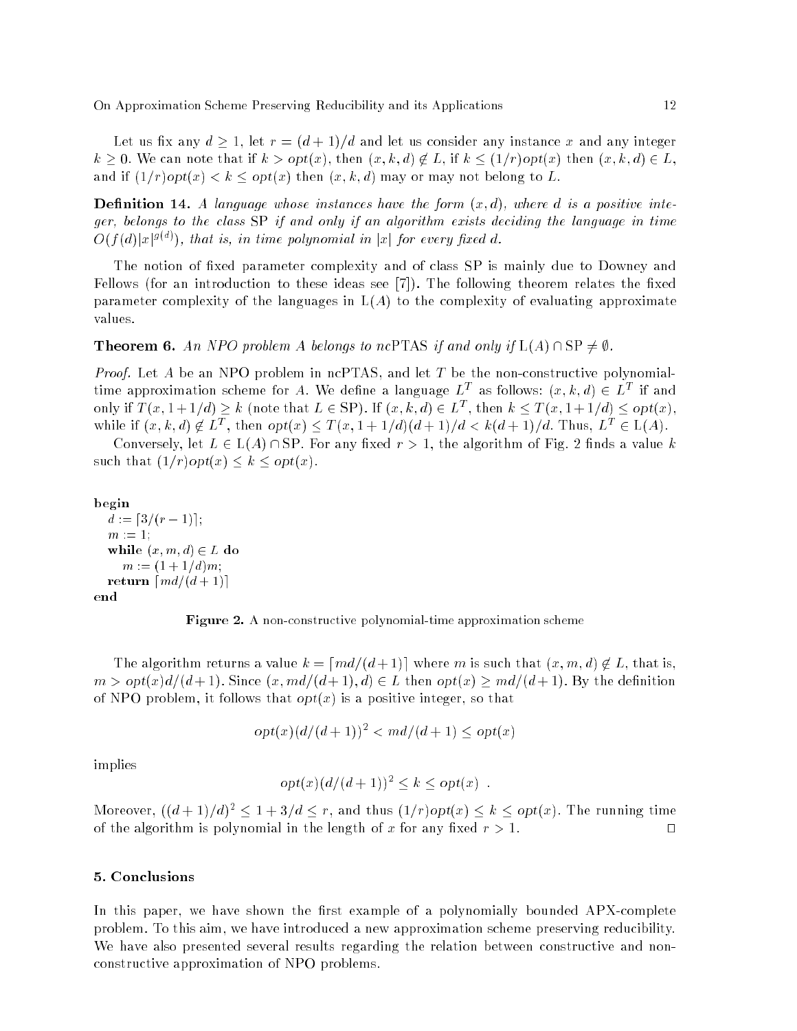Let us fix any $d \geq 1$, let $r = (d+1)/d$ and let us consider any instance $x$ and any integer $k \geq 0$. We can note that if $k > opt(x)$, then $(x, k, d) \notin L$, if $k \leq (1/r)opt(x)$ then $(x, k, d) \in L$, and if $(1/r)opt(x) < k \leq opt(x)$ then $(x, k, d)$ may or may not belong to $L$.

**Definition 14.** *A language whose instances have the form $(x, d)$, where $d$ is a positive integer, belongs to the class* SP *if and only if an algorithm exists deciding the language in time $O(f(d)|x|^{g(d)})$, that is, in time polynomial in $|x|$ for every fixed $d$.*

The notion of fixed parameter complexity and of class SP is mainly due to Downey and Fellows (for an introduction to these ideas see [7]). The following theorem relates the fixed parameter complexity of the languages in $\mathrm{L}(A)$ to the complexity of evaluating approximate values.

**Theorem 6.** *An NPO problem $A$ belongs to nc*PTAS *if and only if* $\mathrm{L}(A) \cap \mathrm{SP} \neq \emptyset$*.*

*Proof.* Let $A$ be an NPO problem in ncPTAS, and let $T$ be the non-constructive polynomial-time approximation scheme for $A$. We define a language $L^T$ as follows: $(x, k, d) \in L^T$ if and only if $T(x, 1+1/d) \geq k$ (note that $L \in \mathrm{SP}$). If $(x, k, d) \in L^T$, then $k \leq T(x, 1+1/d) \leq opt(x)$, while if $(x, k, d) \notin L^T$, then $opt(x) \leq T(x, 1+1/d)(d+1)/d < k(d+1)/d$. Thus, $L^T \in \mathrm{L}(A)$.

Conversely, let $L \in \mathrm{L}(A) \cap \mathrm{SP}$. For any fixed $r > 1$, the algorithm of Fig. 2 finds a value $k$ such that $(1/r)opt(x) \leq k \leq opt(x)$.

```
begin
  d := ⌈3/(r − 1)⌉;
  m := 1;
  while (x, m, d) ∈ L do
    m := (1 + 1/d)m;
  return ⌈md/(d + 1)⌉
end
```

**Figure 2.** A non-constructive polynomial-time approximation scheme

The algorithm returns a value $k = \lceil md/(d+1) \rceil$ where $m$ is such that $(x, m, d) \notin L$, that is, $m > opt(x)d/(d+1)$. Since $(x, md/(d+1), d) \in L$ then $opt(x) \geq md/(d+1)$. By the definition of NPO problem, it follows that $opt(x)$ is a positive integer, so that

$$opt(x)(d/(d+1))^2 < md/(d+1) \leq opt(x)$$

implies

$$opt(x)(d/(d+1))^2 \leq k \leq opt(x) \ .$$

Moreover, $((d+1)/d)^2 \leq 1 + 3/d \leq r$, and thus $(1/r)opt(x) \leq k \leq opt(x)$. The running time of the algorithm is polynomial in the length of $x$ for any fixed $r > 1$. $\square$

## 5. Conclusions

In this paper, we have shown the first example of a polynomially bounded APX-complete problem. To this aim, we have introduced a new approximation scheme preserving reducibility. We have also presented several results regarding the relation between constructive and non-constructive approximation of NPO problems.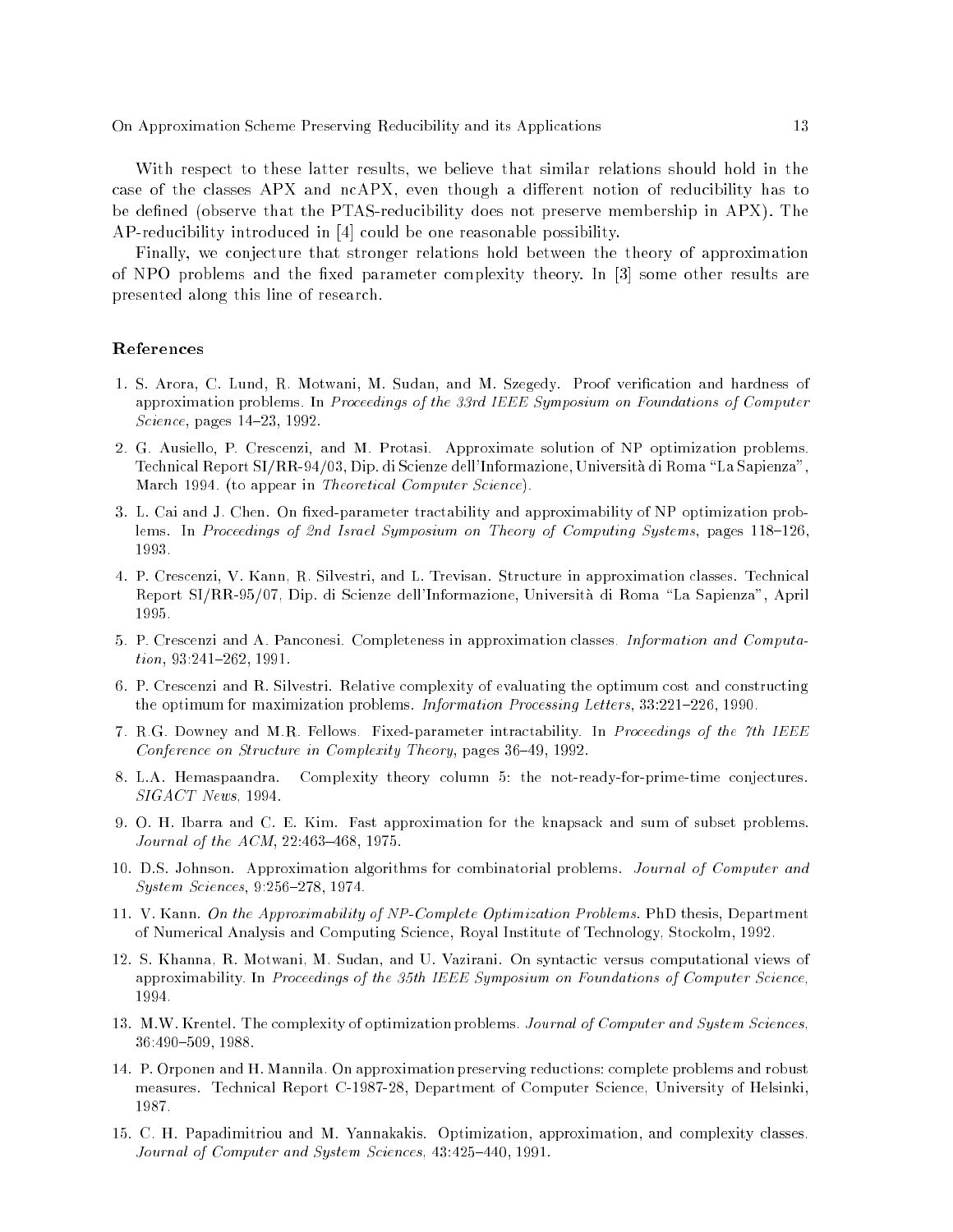With respect to these latter results, we believe that similar relations should hold in the case of the classes APX and ncAPX, even though a different notion of reducibility has to be defined (observe that the PTAS-reducibility does not preserve membership in APX). The AP-reducibility introduced in [4] could be one reasonable possibility.

Finally, we conjecture that stronger relations hold between the theory of approximation of NPO problems and the fixed parameter complexity theory. In [3] some other results are presented along this line of research.

## References

1. S. Arora, C. Lund, R. Motwani, M. Sudan, and M. Szegedy. Proof verification and hardness of approximation problems. In *Proceedings of the 33rd IEEE Symposium on Foundations of Computer Science*, pages 14–23, 1992.

2. G. Ausiello, P. Crescenzi, and M. Protasi. Approximate solution of NP optimization problems. Technical Report SI/RR-94/03, Dip. di Scienze dell'Informazione, Università di Roma "La Sapienza", March 1994. (to appear in *Theoretical Computer Science*).

3. L. Cai and J. Chen. On fixed-parameter tractability and approximability of NP optimization problems. In *Proceedings of 2nd Israel Symposium on Theory of Computing Systems*, pages 118–126, 1993.

4. P. Crescenzi, V. Kann, R. Silvestri, and L. Trevisan. Structure in approximation classes. Technical Report SI/RR-95/07, Dip. di Scienze dell'Informazione, Università di Roma "La Sapienza", April 1995.

5. P. Crescenzi and A. Panconesi. Completeness in approximation classes. *Information and Computation*, 93:241–262, 1991.

6. P. Crescenzi and R. Silvestri. Relative complexity of evaluating the optimum cost and constructing the optimum for maximization problems. *Information Processing Letters*, 33:221–226, 1990.

7. R.G. Downey and M.R. Fellows. Fixed-parameter intractability. In *Proceedings of the 7th IEEE Conference on Structure in Complexity Theory*, pages 36–49, 1992.

8. L.A. Hemaspaandra. Complexity theory column 5: the not-ready-for-prime-time conjectures. *SIGACT News*, 1994.

9. O. H. Ibarra and C. E. Kim. Fast approximation for the knapsack and sum of subset problems. *Journal of the ACM*, 22:463–468, 1975.

10. D.S. Johnson. Approximation algorithms for combinatorial problems. *Journal of Computer and System Sciences*, 9:256–278, 1974.

11. V. Kann. *On the Approximability of NP-Complete Optimization Problems*. PhD thesis, Department of Numerical Analysis and Computing Science, Royal Institute of Technology, Stockolm, 1992.

12. S. Khanna, R. Motwani, M. Sudan, and U. Vazirani. On syntactic versus computational views of approximability. In *Proceedings of the 35th IEEE Symposium on Foundations of Computer Science*, 1994.

13. M.W. Krentel. The complexity of optimization problems. *Journal of Computer and System Sciences*, 36:490–509, 1988.

14. P. Orponen and H. Mannila. On approximation preserving reductions: complete problems and robust measures. Technical Report C-1987-28, Department of Computer Science, University of Helsinki, 1987.

15. C. H. Papadimitriou and M. Yannakakis. Optimization, approximation, and complexity classes. *Journal of Computer and System Sciences*, 43:425–440, 1991.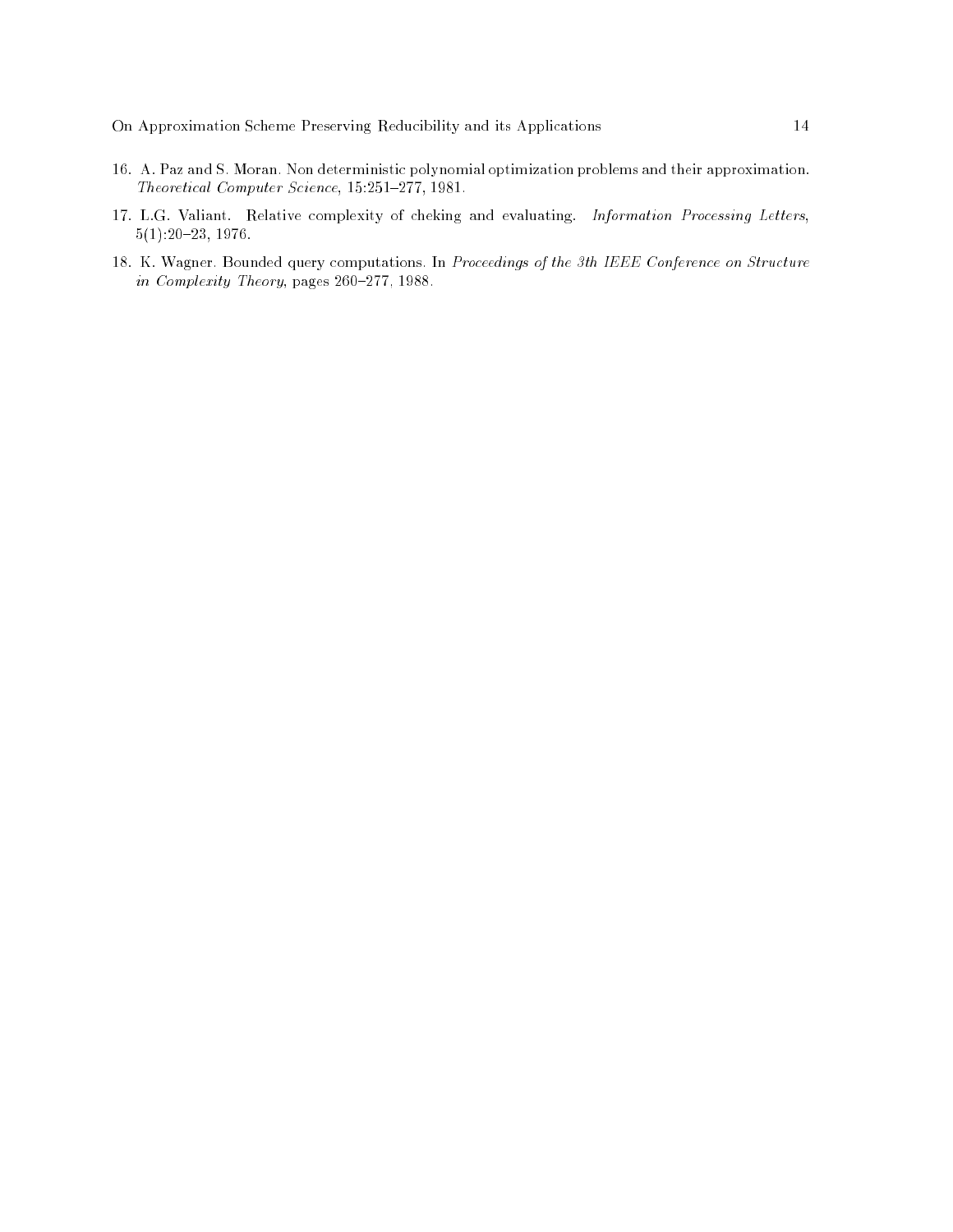16. A. Paz and S. Moran. Non deterministic polynomial optimization problems and their approximation. *Theoretical Computer Science*, 15:251–277, 1981.
17. L.G. Valiant. Relative complexity of cheking and evaluating. *Information Processing Letters*, 5(1):20–23, 1976.
18. K. Wagner. Bounded query computations. In *Proceedings of the 3th IEEE Conference on Structure in Complexity Theory*, pages 260–277, 1988.